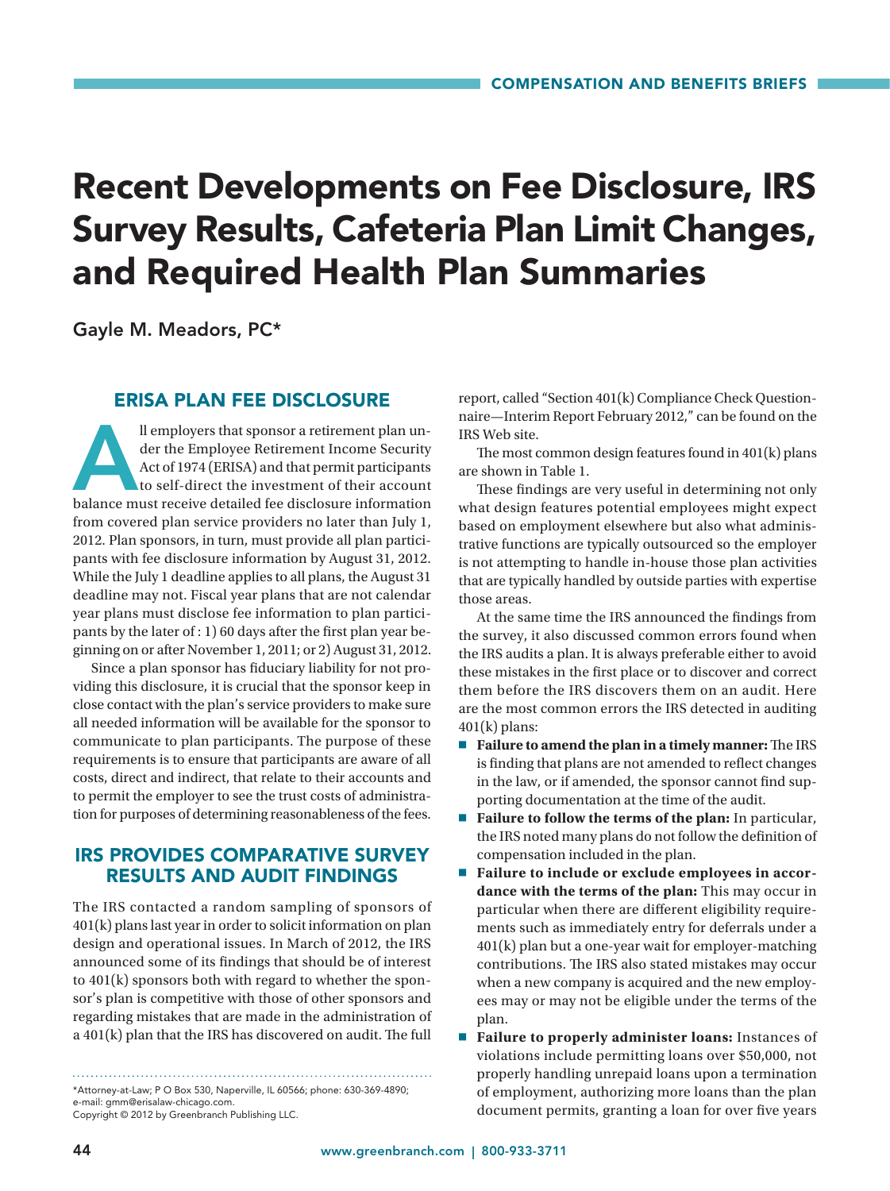# Recent Developments on Fee Disclosure, IRS Survey Results, Cafeteria Plan Limit Changes, and Required Health Plan Summaries

Gayle M. Meadors, PC*

## ERISA PLAN FEE DISCLOSURE

All employers that sponsor a retirement plan under the Employee Retirement Income Security Act of 1974 (ERISA) and that permit participants to self-direct the investment of their account balance must receive detailed fee disclosure information from covered plan service providers no later than July 1, 2012. Plan sponsors, in turn, must provide all plan participants with fee disclosure information by August 31, 2012. While the July 1 deadline applies to all plans, the August 31 deadline may not. Fiscal year plans that are not calendar year plans must disclose fee information to plan participants by the later of : 1) 60 days after the first plan year beginning on or after November 1, 2011; or 2) August 31, 2012.

Since a plan sponsor has fiduciary liability for not providing this disclosure, it is crucial that the sponsor keep in close contact with the plan's service providers to make sure all needed information will be available for the sponsor to communicate to plan participants. The purpose of these requirements is to ensure that participants are aware of all costs, direct and indirect, that relate to their accounts and to permit the employer to see the trust costs of administration for purposes of determining reasonableness of the fees.

## IRS PROVIDES COMPARATIVE SURVEY RESULTS AND AUDIT FINDINGS

The IRS contacted a random sampling of sponsors of 401(k) plans last year in order to solicit information on plan design and operational issues. In March of 2012, the IRS announced some of its findings that should be of interest to 401(k) sponsors both with regard to whether the sponsor's plan is competitive with those of other sponsors and regarding mistakes that are made in the administration of a 401(k) plan that the IRS has discovered on audit. The full report, called "Section 401(k) Compliance Check Questionnaire—Interim Report February 2012," can be found on the IRS Web site.

The most common design features found in 401(k) plans are shown in Table 1.

These findings are very useful in determining not only what design features potential employees might expect based on employment elsewhere but also what administrative functions are typically outsourced so the employer is not attempting to handle in-house those plan activities that are typically handled by outside parties with expertise those areas.

At the same time the IRS announced the findings from the survey, it also discussed common errors found when the IRS audits a plan. It is always preferable either to avoid these mistakes in the first place or to discover and correct them before the IRS discovers them on an audit. Here are the most common errors the IRS detected in auditing 401(k) plans:

- **Failure to amend the plan in a timely manner:** The IRS is finding that plans are not amended to reflect changes in the law, or if amended, the sponsor cannot find supporting documentation at the time of the audit.
- **Failure to follow the terms of the plan:** In particular, the IRS noted many plans do not follow the definition of compensation included in the plan.
- **Failure to include or exclude employees in accordance with the terms of the plan:** This may occur in particular when there are different eligibility requirements such as immediately entry for deferrals under a 401(k) plan but a one-year wait for employer-matching contributions. The IRS also stated mistakes may occur when a new company is acquired and the new employees may or may not be eligible under the terms of the plan.
- **Failure to properly administer loans:** Instances of violations include permitting loans over $50,000, not properly handling unpaid loans upon a termination of employment, authorizing more loans than the plan document permits, granting a loan for over five years

*Attorney-at-Law; P O Box 530, Naperville, IL 60566; phone: 630-369-4890; e-mail: gmm@erisalaw-chicago.com.
Copyright © 2012 by Greenbranch Publishing LLC.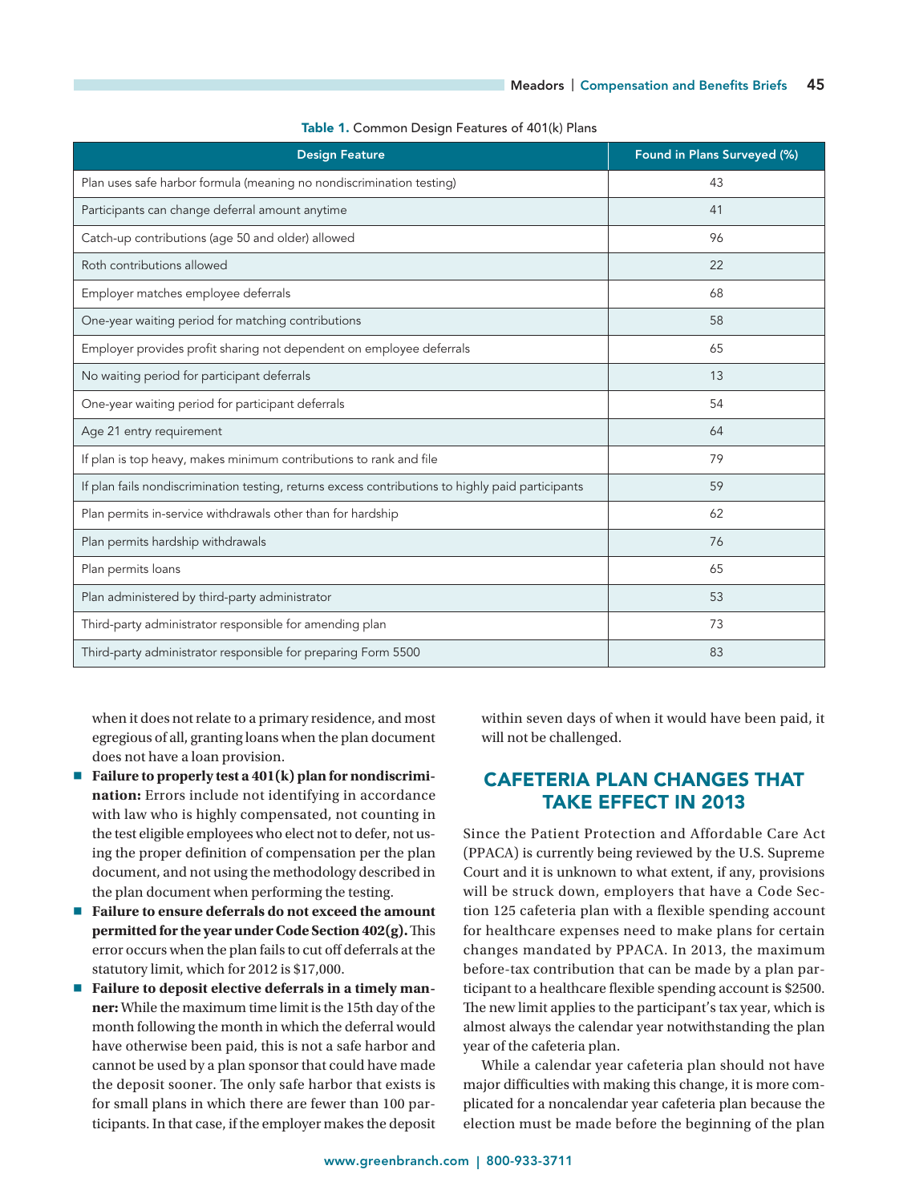**Table 1.** Common Design Features of 401(k) Plans

| Design Feature | Found in Plans Surveyed (%) |
|---|---|
| Plan uses safe harbor formula (meaning no nondiscrimination testing) | 43 |
| Participants can change deferral amount anytime | 41 |
| Catch-up contributions (age 50 and older) allowed | 96 |
| Roth contributions allowed | 22 |
| Employer matches employee deferrals | 68 |
| One-year waiting period for matching contributions | 58 |
| Employer provides profit sharing not dependent on employee deferrals | 65 |
| No waiting period for participant deferrals | 13 |
| One-year waiting period for participant deferrals | 54 |
| Age 21 entry requirement | 64 |
| If plan is top heavy, makes minimum contributions to rank and file | 79 |
| If plan fails nondiscrimination testing, returns excess contributions to highly paid participants | 59 |
| Plan permits in-service withdrawals other than for hardship | 62 |
| Plan permits hardship withdrawals | 76 |
| Plan permits loans | 65 |
| Plan administered by third-party administrator | 53 |
| Third-party administrator responsible for amending plan | 73 |
| Third-party administrator responsible for preparing Form 5500 | 83 |

when it does not relate to a primary residence, and most egregious of all, granting loans when the plan document does not have a loan provision.

- **Failure to properly test a 401(k) plan for nondiscrimination:** Errors include not identifying in accordance with law who is highly compensated, not counting in the test eligible employees who elect not to defer, not using the proper definition of compensation per the plan document, and not using the methodology described in the plan document when performing the testing.
- **Failure to ensure deferrals do not exceed the amount permitted for the year under Code Section 402(g).** This error occurs when the plan fails to cut off deferrals at the statutory limit, which for 2012 is $17,000.
- **Failure to deposit elective deferrals in a timely manner:** While the maximum time limit is the 15th day of the month following the month in which the deferral would have otherwise been paid, this is not a safe harbor and cannot be used by a plan sponsor that could have made the deposit sooner. The only safe harbor that exists is for small plans in which there are fewer than 100 participants. In that case, if the employer makes the deposit within seven days of when it would have been paid, it will not be challenged.

## CAFETERIA PLAN CHANGES THAT TAKE EFFECT IN 2013

Since the Patient Protection and Affordable Care Act (PPACA) is currently being reviewed by the U.S. Supreme Court and it is unknown to what extent, if any, provisions will be struck down, employers that have a Code Section 125 cafeteria plan with a flexible spending account for healthcare expenses need to make plans for certain changes mandated by PPACA. In 2013, the maximum before-tax contribution that can be made by a plan participant to a healthcare flexible spending account is $2500. The new limit applies to the participant's tax year, which is almost always the calendar year notwithstanding the plan year of the cafeteria plan.

While a calendar year cafeteria plan should not have major difficulties with making this change, it is more complicated for a noncalendar year cafeteria plan because the election must be made before the beginning of the plan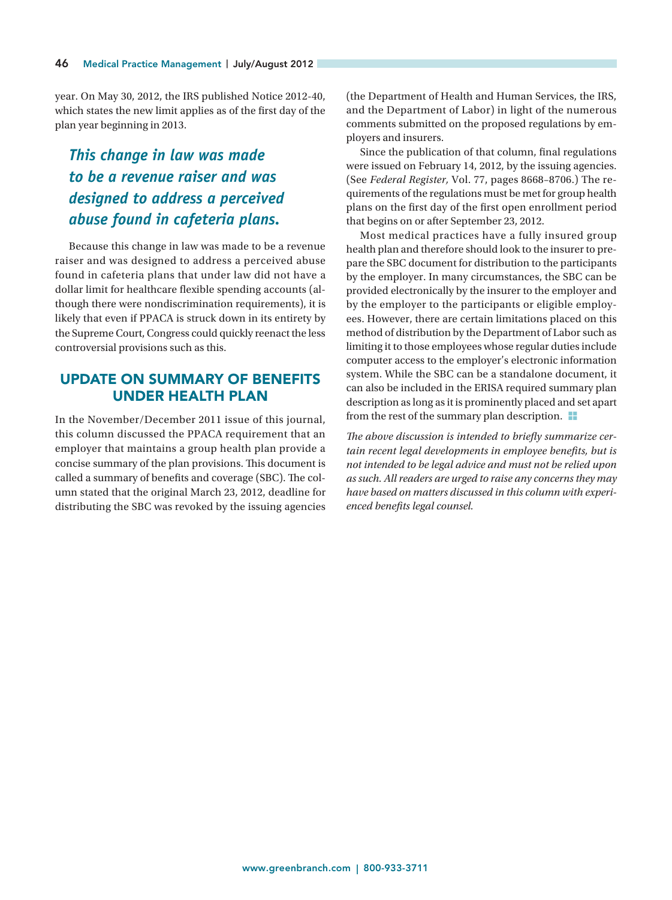year. On May 30, 2012, the IRS published Notice 2012-40, which states the new limit applies as of the first day of the plan year beginning in 2013.

> ***This change in law was made to be a revenue raiser and was designed to address a perceived abuse found in cafeteria plans.***

Because this change in law was made to be a revenue raiser and was designed to address a perceived abuse found in cafeteria plans that under law did not have a dollar limit for healthcare flexible spending accounts (although there were nondiscrimination requirements), it is likely that even if PPACA is struck down in its entirety by the Supreme Court, Congress could quickly reenact the less controversial provisions such as this.

## UPDATE ON SUMMARY OF BENEFITS UNDER HEALTH PLAN

In the November/December 2011 issue of this journal, this column discussed the PPACA requirement that an employer that maintains a group health plan provide a concise summary of the plan provisions. This document is called a summary of benefits and coverage (SBC). The column stated that the original March 23, 2012, deadline for distributing the SBC was revoked by the issuing agencies (the Department of Health and Human Services, the IRS, and the Department of Labor) in light of the numerous comments submitted on the proposed regulations by employers and insurers.

Since the publication of that column, final regulations were issued on February 14, 2012, by the issuing agencies. (See *Federal Register,* Vol. 77, pages 8668–8706.) The requirements of the regulations must be met for group health plans on the first day of the first open enrollment period that begins on or after September 23, 2012.

Most medical practices have a fully insured group health plan and therefore should look to the insurer to prepare the SBC document for distribution to the participants by the employer. In many circumstances, the SBC can be provided electronically by the insurer to the employer and by the employer to the participants or eligible employees. However, there are certain limitations placed on this method of distribution by the Department of Labor such as limiting it to those employees whose regular duties include computer access to the employer's electronic information system. While the SBC can be a standalone document, it can also be included in the ERISA required summary plan description as long as it is prominently placed and set apart from the rest of the summary plan description.

*The above discussion is intended to briefly summarize certain recent legal developments in employee benefits, but is not intended to be legal advice and must not be relied upon as such. All readers are urged to raise any concerns they may have based on matters discussed in this column with experienced benefits legal counsel.*